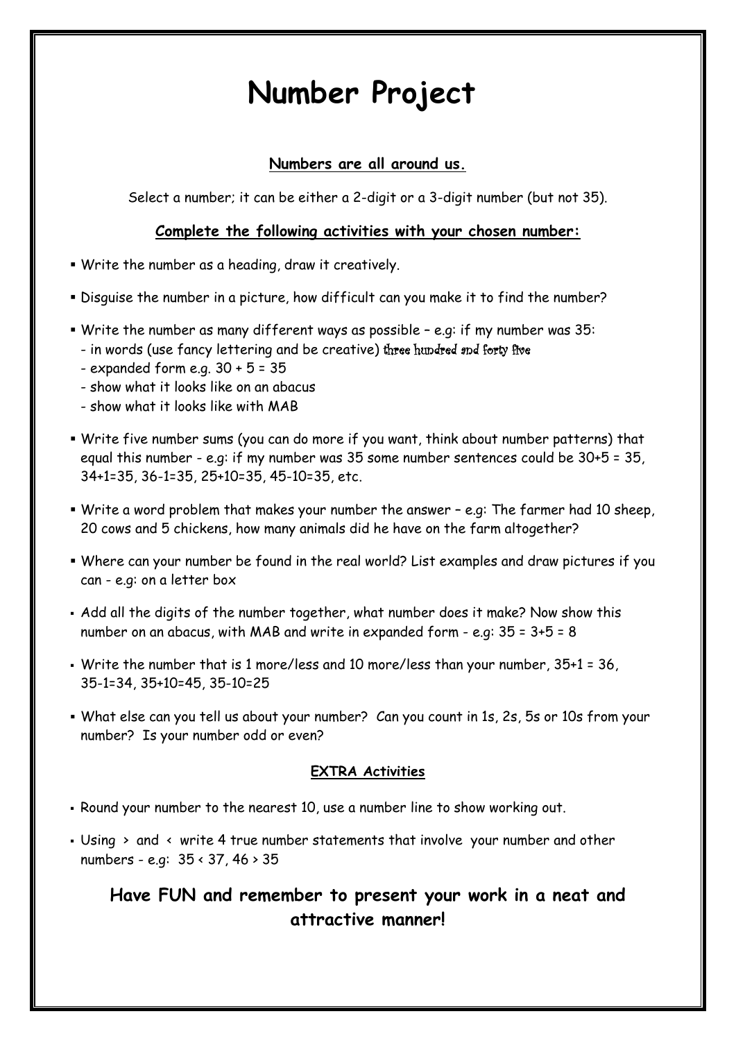# Number Project

**Numbers are all around us.**

Select a number; it can be either a 2-digit or a 3-digit number (but not 35).

**Complete the following activities with your chosen number:**

- Write the number as a heading, draw it creatively.
- Disguise the number in a picture, how difficult can you make it to find the number?
- Write the number as many different ways as possible – e.g: if my number was 35:
  - in words (use fancy lettering and be creative) three hundred and forty five
  - expanded form e.g. 30 + 5 = 35
  - show what it looks like on an abacus
  - show what it looks like with MAB
- Write five number sums (you can do more if you want, think about number patterns) that equal this number - e.g: if my number was 35 some number sentences could be 30+5 = 35, 34+1=35, 36-1=35, 25+10=35, 45-10=35, etc.
- Write a word problem that makes your number the answer – e.g: The farmer had 10 sheep, 20 cows and 5 chickens, how many animals did he have on the farm altogether?
- Where can your number be found in the real world? List examples and draw pictures if you can - e.g: on a letter box
- Add all the digits of the number together, what number does it make? Now show this number on an abacus, with MAB and write in expanded form - e.g: 35 = 3+5 = 8
- Write the number that is 1 more/less and 10 more/less than your number, 35+1 = 36, 35-1=34, 35+10=45, 35-10=25
- What else can you tell us about your number? Can you count in 1s, 2s, 5s or 10s from your number? Is your number odd or even?

**EXTRA Activities**

- Round your number to the nearest 10, use a number line to show working out.
- Using > and < write 4 true number statements that involve your number and other numbers - e.g: 35 < 37, 46 > 35

**Have FUN and remember to present your work in a neat and attractive manner!**